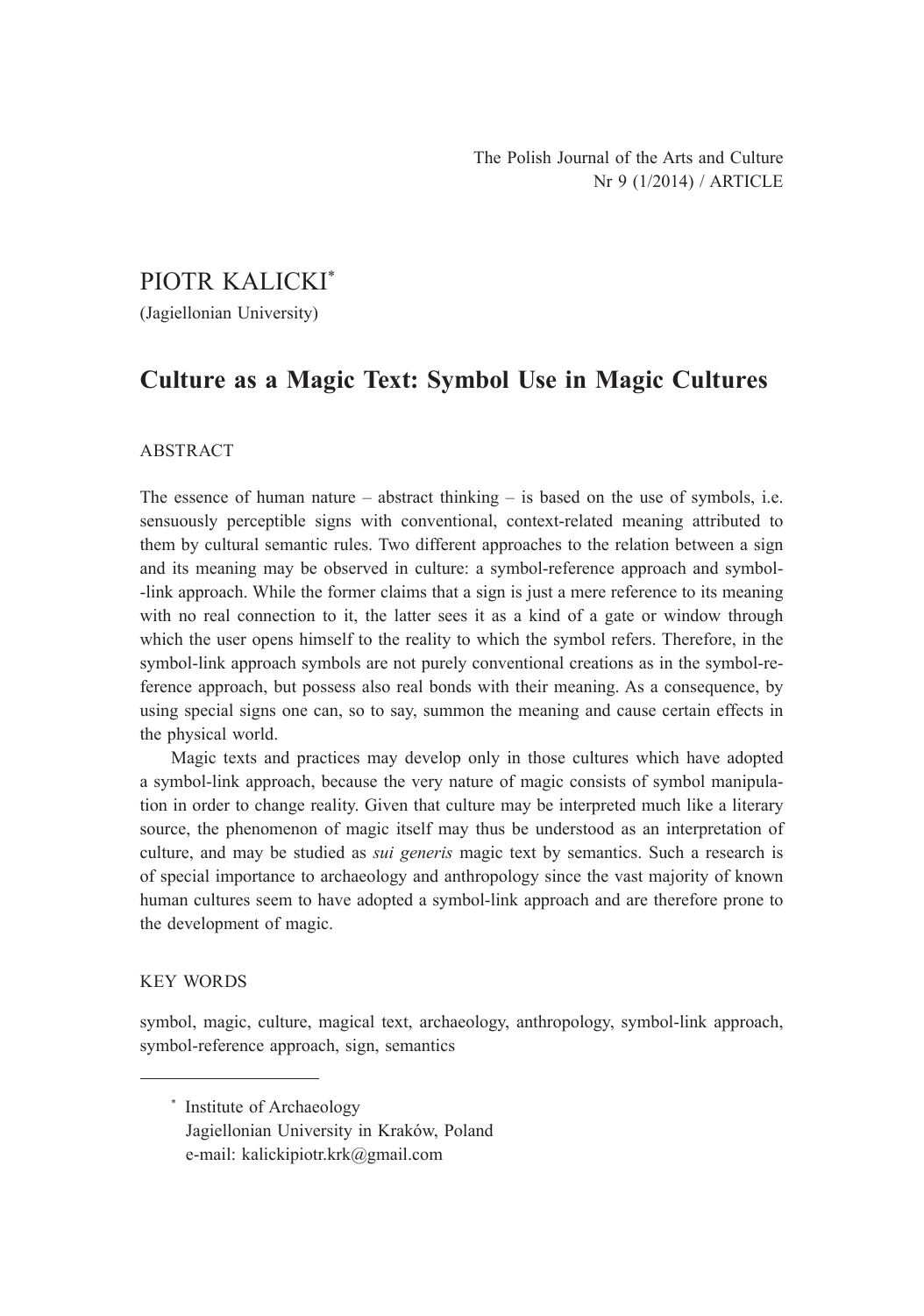The Polish Journal of the Arts and Culture
Nr 9 (1/2014) / ARTICLE

PIOTR KALICKI[*]

(Jagiellonian University)

# Culture as a Magic Text: Symbol Use in Magic Cultures

ABSTRACT

The essence of human nature – abstract thinking – is based on the use of symbols, i.e. sensuously perceptible signs with conventional, context-related meaning attributed to them by cultural semantic rules. Two different approaches to the relation between a sign and its meaning may be observed in culture: a symbol-reference approach and symbol-link approach. While the former claims that a sign is just a mere reference to its meaning with no real connection to it, the latter sees it as a kind of a gate or window through which the user opens himself to the reality to which the symbol refers. Therefore, in the symbol-link approach symbols are not purely conventional creations as in the symbol-reference approach, but possess also real bonds with their meaning. As a consequence, by using special signs one can, so to say, summon the meaning and cause certain effects in the physical world.

Magic texts and practices may develop only in those cultures which have adopted a symbol-link approach, because the very nature of magic consists of symbol manipulation in order to change reality. Given that culture may be interpreted much like a literary source, the phenomenon of magic itself may thus be understood as an interpretation of culture, and may be studied as *sui generis* magic text by semantics. Such a research is of special importance to archaeology and anthropology since the vast majority of known human cultures seem to have adopted a symbol-link approach and are therefore prone to the development of magic.

KEY WORDS

symbol, magic, culture, magical text, archaeology, anthropology, symbol-link approach, symbol-reference approach, sign, semantics

---

[*] Institute of Archaeology
Jagiellonian University in Kraków, Poland
e-mail: kalickipiotr.krk@gmail.com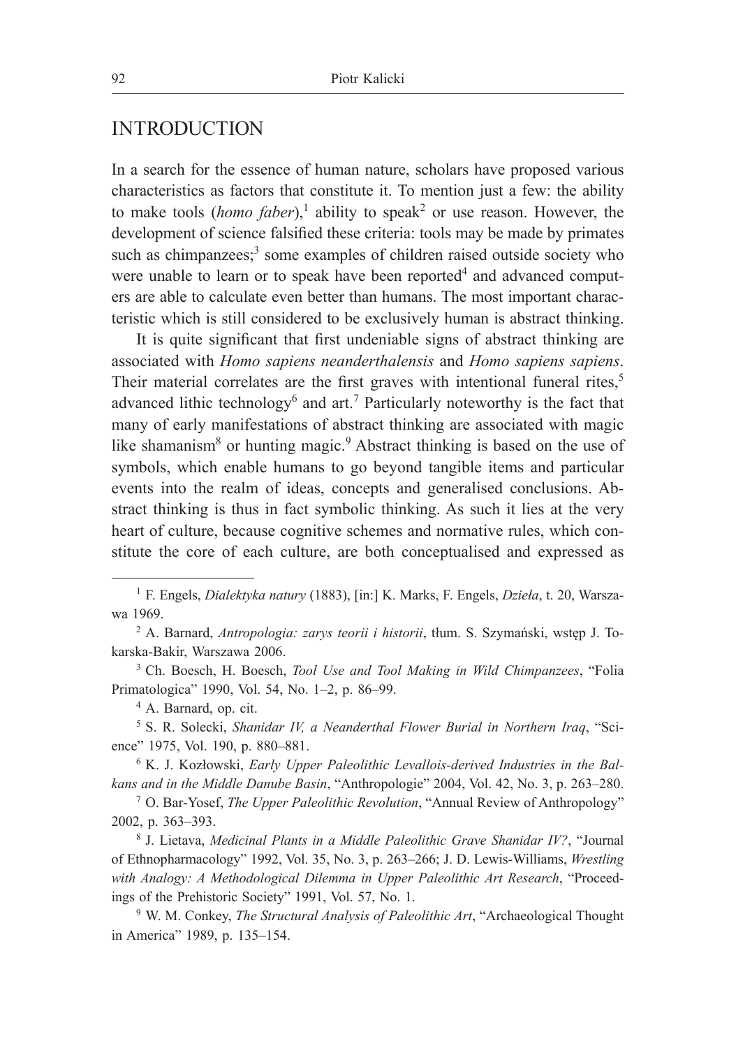## INTRODUCTION

In a search for the essence of human nature, scholars have proposed various characteristics as factors that constitute it. To mention just a few: the ability to make tools (*homo faber*),[1] ability to speak[2] or use reason. However, the development of science falsified these criteria: tools may be made by primates such as chimpanzees;[3] some examples of children raised outside society who were unable to learn or to speak have been reported[4] and advanced computers are able to calculate even better than humans. The most important characteristic which is still considered to be exclusively human is abstract thinking.

It is quite significant that first undeniable signs of abstract thinking are associated with *Homo sapiens neanderthalensis* and *Homo sapiens sapiens*. Their material correlates are the first graves with intentional funeral rites,[5] advanced lithic technology[6] and art.[7] Particularly noteworthy is the fact that many of early manifestations of abstract thinking are associated with magic like shamanism[8] or hunting magic.[9] Abstract thinking is based on the use of symbols, which enable humans to go beyond tangible items and particular events into the realm of ideas, concepts and generalised conclusions. Abstract thinking is thus in fact symbolic thinking. As such it lies at the very heart of culture, because cognitive schemes and normative rules, which constitute the core of each culture, are both conceptualised and expressed as

---

[1] F. Engels, *Dialektyka natury* (1883), [in:] K. Marks, F. Engels, *Dzieła*, t. 20, Warszawa 1969.

[2] A. Barnard, *Antropologia: zarys teorii i historii*, tłum. S. Szymański, wstęp J. Tokarska-Bakir, Warszawa 2006.

[3] Ch. Boesch, H. Boesch, *Tool Use and Tool Making in Wild Chimpanzees*, "Folia Primatologica" 1990, Vol. 54, No. 1–2, p. 86–99.

[4] A. Barnard, op. cit.

[5] S. R. Solecki, *Shanidar IV, a Neanderthal Flower Burial in Northern Iraq*, "Science" 1975, Vol. 190, p. 880–881.

[6] K. J. Kozłowski, *Early Upper Paleolithic Levallois-derived Industries in the Balkans and in the Middle Danube Basin*, "Anthropologie" 2004, Vol. 42, No. 3, p. 263–280.

[7] O. Bar-Yosef, *The Upper Paleolithic Revolution*, "Annual Review of Anthropology" 2002, p. 363–393.

[8] J. Lietava, *Medicinal Plants in a Middle Paleolithic Grave Shanidar IV?*, "Journal of Ethnopharmacology" 1992, Vol. 35, No. 3, p. 263–266; J. D. Lewis-Williams, *Wrestling with Analogy: A Methodological Dilemma in Upper Paleolithic Art Research*, "Proceedings of the Prehistoric Society" 1991, Vol. 57, No. 1.

[9] W. M. Conkey, *The Structural Analysis of Paleolithic Art*, "Archaeological Thought in America" 1989, p. 135–154.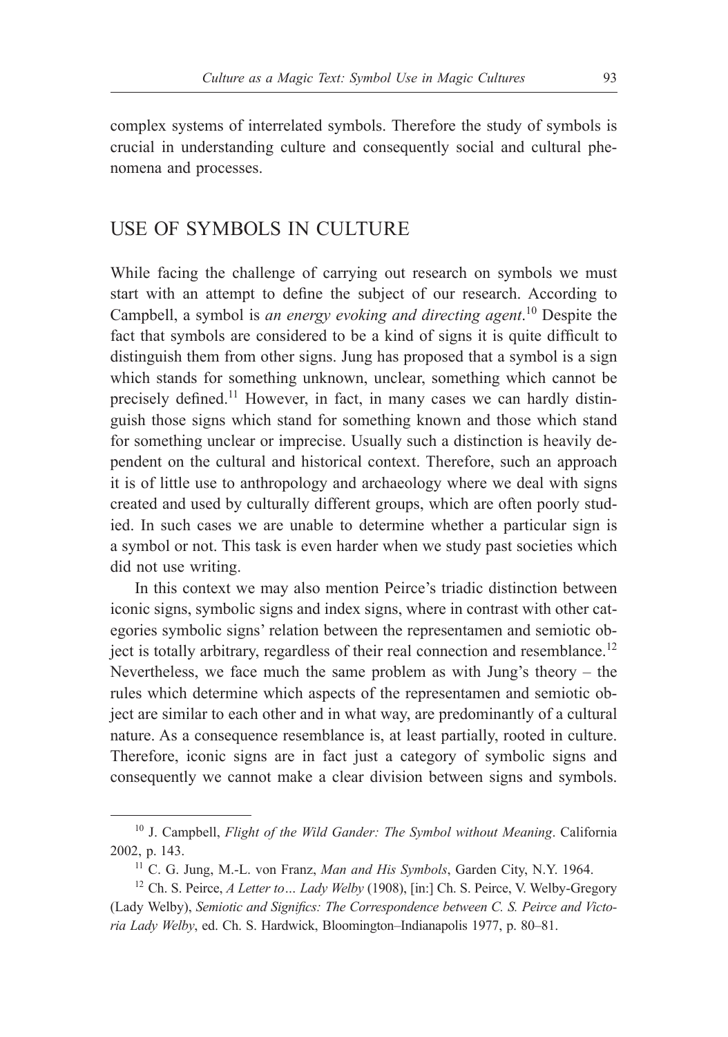complex systems of interrelated symbols. Therefore the study of symbols is crucial in understanding culture and consequently social and cultural phenomena and processes.

## USE OF SYMBOLS IN CULTURE

While facing the challenge of carrying out research on symbols we must start with an attempt to define the subject of our research. According to Campbell, a symbol is *an energy evoking and directing agent*.[10] Despite the fact that symbols are considered to be a kind of signs it is quite difficult to distinguish them from other signs. Jung has proposed that a symbol is a sign which stands for something unknown, unclear, something which cannot be precisely defined.[11] However, in fact, in many cases we can hardly distinguish those signs which stand for something known and those which stand for something unclear or imprecise. Usually such a distinction is heavily dependent on the cultural and historical context. Therefore, such an approach it is of little use to anthropology and archaeology where we deal with signs created and used by culturally different groups, which are often poorly studied. In such cases we are unable to determine whether a particular sign is a symbol or not. This task is even harder when we study past societies which did not use writing.

In this context we may also mention Peirce's triadic distinction between iconic signs, symbolic signs and index signs, where in contrast with other categories symbolic signs' relation between the representamen and semiotic object is totally arbitrary, regardless of their real connection and resemblance.[12] Nevertheless, we face much the same problem as with Jung's theory – the rules which determine which aspects of the representamen and semiotic object are similar to each other and in what way, are predominantly of a cultural nature. As a consequence resemblance is, at least partially, rooted in culture. Therefore, iconic signs are in fact just a category of symbolic signs and consequently we cannot make a clear division between signs and symbols.

---

[10] J. Campbell, *Flight of the Wild Gander: The Symbol without Meaning*. California 2002, p. 143.

[11] C. G. Jung, M.-L. von Franz, *Man and His Symbols*, Garden City, N.Y. 1964.

[12] Ch. S. Peirce, *A Letter to… Lady Welby* (1908), [in:] Ch. S. Peirce, V. Welby-Gregory (Lady Welby), *Semiotic and Significs: The Correspondence between C. S. Peirce and Victoria Lady Welby*, ed. Ch. S. Hardwick, Bloomington–Indianapolis 1977, p. 80–81.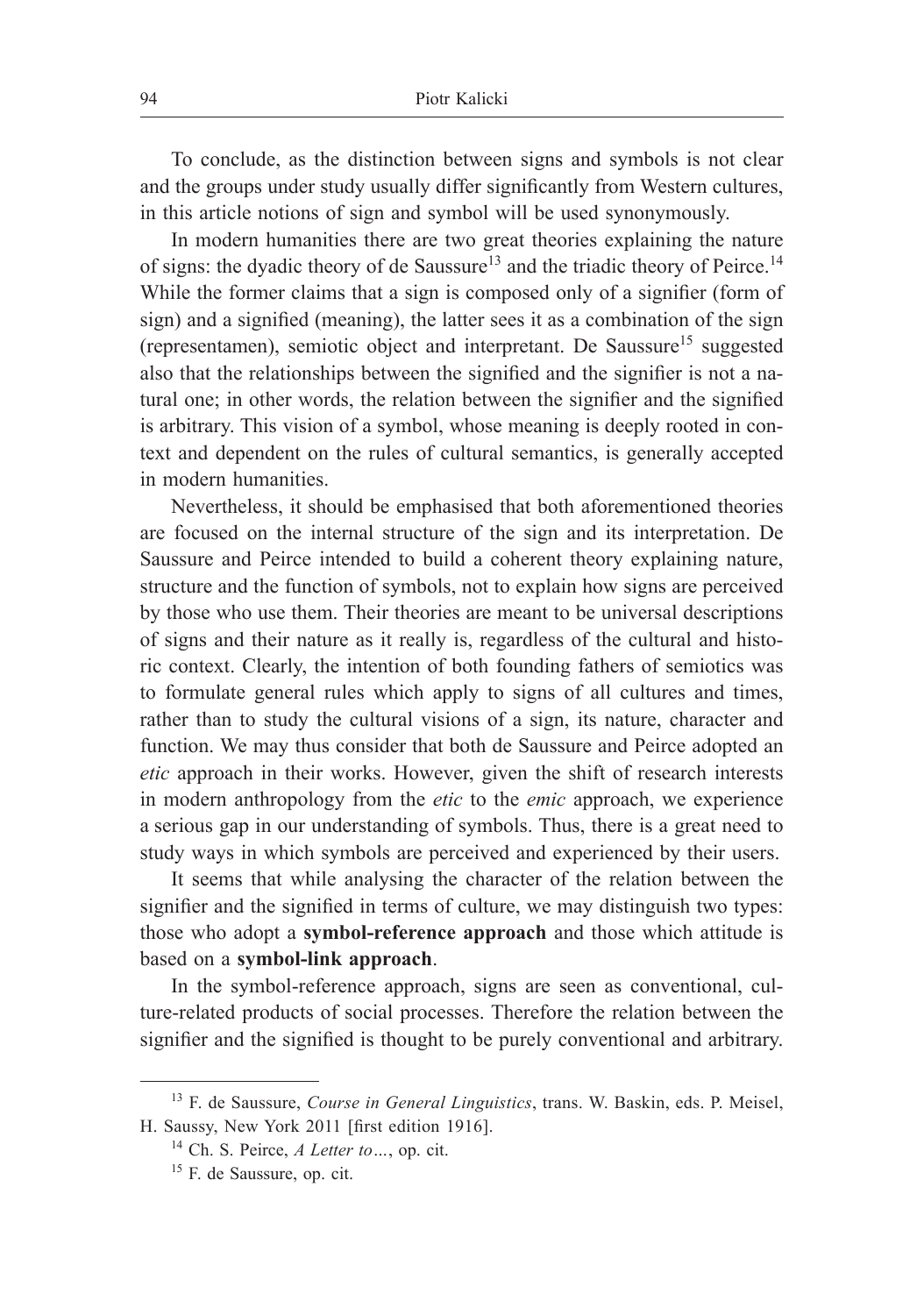To conclude, as the distinction between signs and symbols is not clear and the groups under study usually differ significantly from Western cultures, in this article notions of sign and symbol will be used synonymously.

In modern humanities there are two great theories explaining the nature of signs: the dyadic theory of de Saussure[13] and the triadic theory of Peirce.[14] While the former claims that a sign is composed only of a signifier (form of sign) and a signified (meaning), the latter sees it as a combination of the sign (representamen), semiotic object and interpretant. De Saussure[15] suggested also that the relationships between the signified and the signifier is not a natural one; in other words, the relation between the signifier and the signified is arbitrary. This vision of a symbol, whose meaning is deeply rooted in context and dependent on the rules of cultural semantics, is generally accepted in modern humanities.

Nevertheless, it should be emphasised that both aforementioned theories are focused on the internal structure of the sign and its interpretation. De Saussure and Peirce intended to build a coherent theory explaining nature, structure and the function of symbols, not to explain how signs are perceived by those who use them. Their theories are meant to be universal descriptions of signs and their nature as it really is, regardless of the cultural and historic context. Clearly, the intention of both founding fathers of semiotics was to formulate general rules which apply to signs of all cultures and times, rather than to study the cultural visions of a sign, its nature, character and function. We may thus consider that both de Saussure and Peirce adopted an *etic* approach in their works. However, given the shift of research interests in modern anthropology from the *etic* to the *emic* approach, we experience a serious gap in our understanding of symbols. Thus, there is a great need to study ways in which symbols are perceived and experienced by their users.

It seems that while analysing the character of the relation between the signifier and the signified in terms of culture, we may distinguish two types: those who adopt a **symbol-reference approach** and those which attitude is based on a **symbol-link approach**.

In the symbol-reference approach, signs are seen as conventional, culture-related products of social processes. Therefore the relation between the signifier and the signified is thought to be purely conventional and arbitrary.

---

[13] F. de Saussure, *Course in General Linguistics*, trans. W. Baskin, eds. P. Meisel, H. Saussy, New York 2011 [first edition 1916].

[14] Ch. S. Peirce, *A Letter to…*, op. cit.

[15] F. de Saussure, op. cit.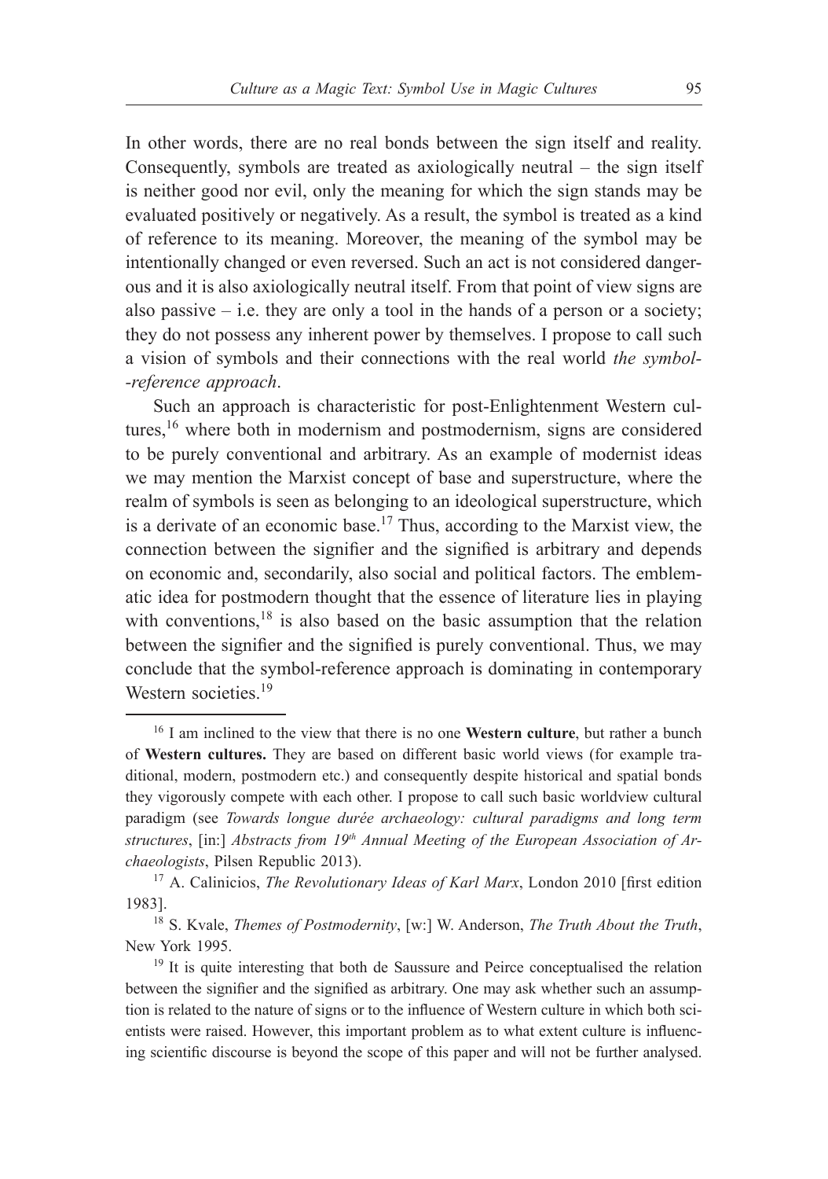In other words, there are no real bonds between the sign itself and reality. Consequently, symbols are treated as axiologically neutral – the sign itself is neither good nor evil, only the meaning for which the sign stands may be evaluated positively or negatively. As a result, the symbol is treated as a kind of reference to its meaning. Moreover, the meaning of the symbol may be intentionally changed or even reversed. Such an act is not considered dangerous and it is also axiologically neutral itself. From that point of view signs are also passive – i.e. they are only a tool in the hands of a person or a society; they do not possess any inherent power by themselves. I propose to call such a vision of symbols and their connections with the real world *the symbol-reference approach*.

Such an approach is characteristic for post-Enlightenment Western cultures,[16] where both in modernism and postmodernism, signs are considered to be purely conventional and arbitrary. As an example of modernist ideas we may mention the Marxist concept of base and superstructure, where the realm of symbols is seen as belonging to an ideological superstructure, which is a derivate of an economic base.[17] Thus, according to the Marxist view, the connection between the signifier and the signified is arbitrary and depends on economic and, secondarily, also social and political factors. The emblematic idea for postmodern thought that the essence of literature lies in playing with conventions,[18] is also based on the basic assumption that the relation between the signifier and the signified is purely conventional. Thus, we may conclude that the symbol-reference approach is dominating in contemporary Western societies.[19]

[16] I am inclined to the view that there is no one **Western culture**, but rather a bunch of **Western cultures.** They are based on different basic world views (for example traditional, modern, postmodern etc.) and consequently despite historical and spatial bonds they vigorously compete with each other. I propose to call such basic worldview cultural paradigm (see *Towards longue durée archaeology: cultural paradigms and long term structures*, [in:] *Abstracts from 19th Annual Meeting of the European Association of Archaeologists*, Pilsen Republic 2013).

[17] A. Calinicios, *The Revolutionary Ideas of Karl Marx*, London 2010 [first edition 1983].

[18] S. Kvale, *Themes of Postmodernity*, [w:] W. Anderson, *The Truth About the Truth*, New York 1995.

[19] It is quite interesting that both de Saussure and Peirce conceptualised the relation between the signifier and the signified as arbitrary. One may ask whether such an assumption is related to the nature of signs or to the influence of Western culture in which both scientists were raised. However, this important problem as to what extent culture is influencing scientific discourse is beyond the scope of this paper and will not be further analysed.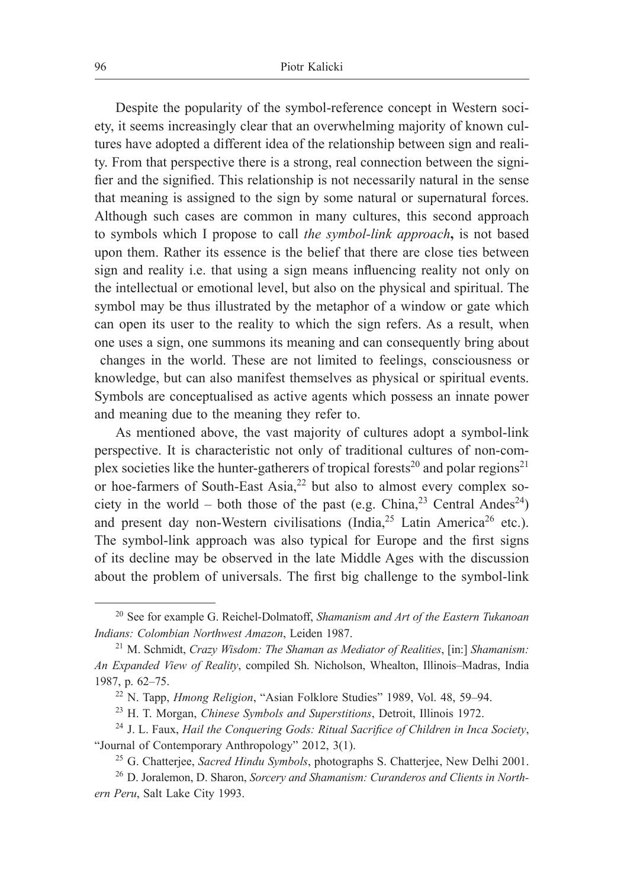Despite the popularity of the symbol-reference concept in Western society, it seems increasingly clear that an overwhelming majority of known cultures have adopted a different idea of the relationship between sign and reality. From that perspective there is a strong, real connection between the signifier and the signified. This relationship is not necessarily natural in the sense that meaning is assigned to the sign by some natural or supernatural forces. Although such cases are common in many cultures, this second approach to symbols which I propose to call *the symbol-link approach***,** is not based upon them. Rather its essence is the belief that there are close ties between sign and reality i.e. that using a sign means influencing reality not only on the intellectual or emotional level, but also on the physical and spiritual. The symbol may be thus illustrated by the metaphor of a window or gate which can open its user to the reality to which the sign refers. As a result, when one uses a sign, one summons its meaning and can consequently bring about changes in the world. These are not limited to feelings, consciousness or knowledge, but can also manifest themselves as physical or spiritual events. Symbols are conceptualised as active agents which possess an innate power and meaning due to the meaning they refer to.

As mentioned above, the vast majority of cultures adopt a symbol-link perspective. It is characteristic not only of traditional cultures of non-complex societies like the hunter-gatherers of tropical forests[20] and polar regions[21] or hoe-farmers of South-East Asia,[22] but also to almost every complex society in the world – both those of the past (e.g. China,[23] Central Andes[24]) and present day non-Western civilisations (India,[25] Latin America[26] etc.). The symbol-link approach was also typical for Europe and the first signs of its decline may be observed in the late Middle Ages with the discussion about the problem of universals. The first big challenge to the symbol-link

---

[20] See for example G. Reichel-Dolmatoff, *Shamanism and Art of the Eastern Tukanoan Indians: Colombian Northwest Amazon*, Leiden 1987.

[21] M. Schmidt, *Crazy Wisdom: The Shaman as Mediator of Realities*, [in:] *Shamanism: An Expanded View of Reality*, compiled Sh. Nicholson, Whealton, Illinois–Madras, India 1987, p. 62–75.

[22] N. Tapp, *Hmong Religion*, "Asian Folklore Studies" 1989, Vol. 48, 59–94.

[23] H. T. Morgan, *Chinese Symbols and Superstitions*, Detroit, Illinois 1972.

[24] J. L. Faux, *Hail the Conquering Gods: Ritual Sacrifice of Children in Inca Society*, "Journal of Contemporary Anthropology" 2012, 3(1).

[25] G. Chatterjee, *Sacred Hindu Symbols*, photographs S. Chatterjee, New Delhi 2001.

[26] D. Joralemon, D. Sharon, *Sorcery and Shamanism: Curanderos and Clients in Northern Peru*, Salt Lake City 1993.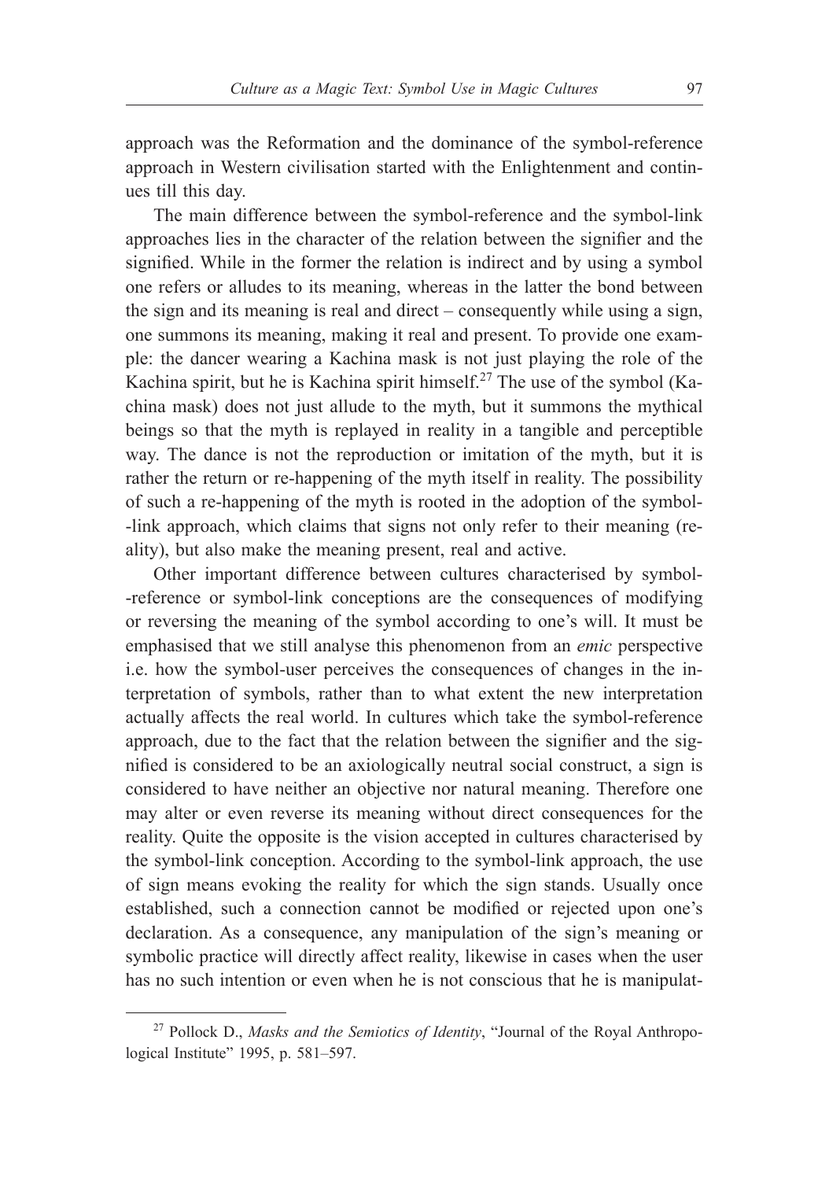approach was the Reformation and the dominance of the symbol-reference approach in Western civilisation started with the Enlightenment and continues till this day.

The main difference between the symbol-reference and the symbol-link approaches lies in the character of the relation between the signifier and the signified. While in the former the relation is indirect and by using a symbol one refers or alludes to its meaning, whereas in the latter the bond between the sign and its meaning is real and direct – consequently while using a sign, one summons its meaning, making it real and present. To provide one example: the dancer wearing a Kachina mask is not just playing the role of the Kachina spirit, but he is Kachina spirit himself.[27] The use of the symbol (Kachina mask) does not just allude to the myth, but it summons the mythical beings so that the myth is replayed in reality in a tangible and perceptible way. The dance is not the reproduction or imitation of the myth, but it is rather the return or re-happening of the myth itself in reality. The possibility of such a re-happening of the myth is rooted in the adoption of the symbol-link approach, which claims that signs not only refer to their meaning (reality), but also make the meaning present, real and active.

Other important difference between cultures characterised by symbol-reference or symbol-link conceptions are the consequences of modifying or reversing the meaning of the symbol according to one's will. It must be emphasised that we still analyse this phenomenon from an *emic* perspective i.e. how the symbol-user perceives the consequences of changes in the interpretation of symbols, rather than to what extent the new interpretation actually affects the real world. In cultures which take the symbol-reference approach, due to the fact that the relation between the signifier and the signified is considered to be an axiologically neutral social construct, a sign is considered to have neither an objective nor natural meaning. Therefore one may alter or even reverse its meaning without direct consequences for the reality. Quite the opposite is the vision accepted in cultures characterised by the symbol-link conception. According to the symbol-link approach, the use of sign means evoking the reality for which the sign stands. Usually once established, such a connection cannot be modified or rejected upon one's declaration. As a consequence, any manipulation of the sign's meaning or symbolic practice will directly affect reality, likewise in cases when the user has no such intention or even when he is not conscious that he is manipulat-

[27] Pollock D., *Masks and the Semiotics of Identity*, "Journal of the Royal Anthropological Institute" 1995, p. 581–597.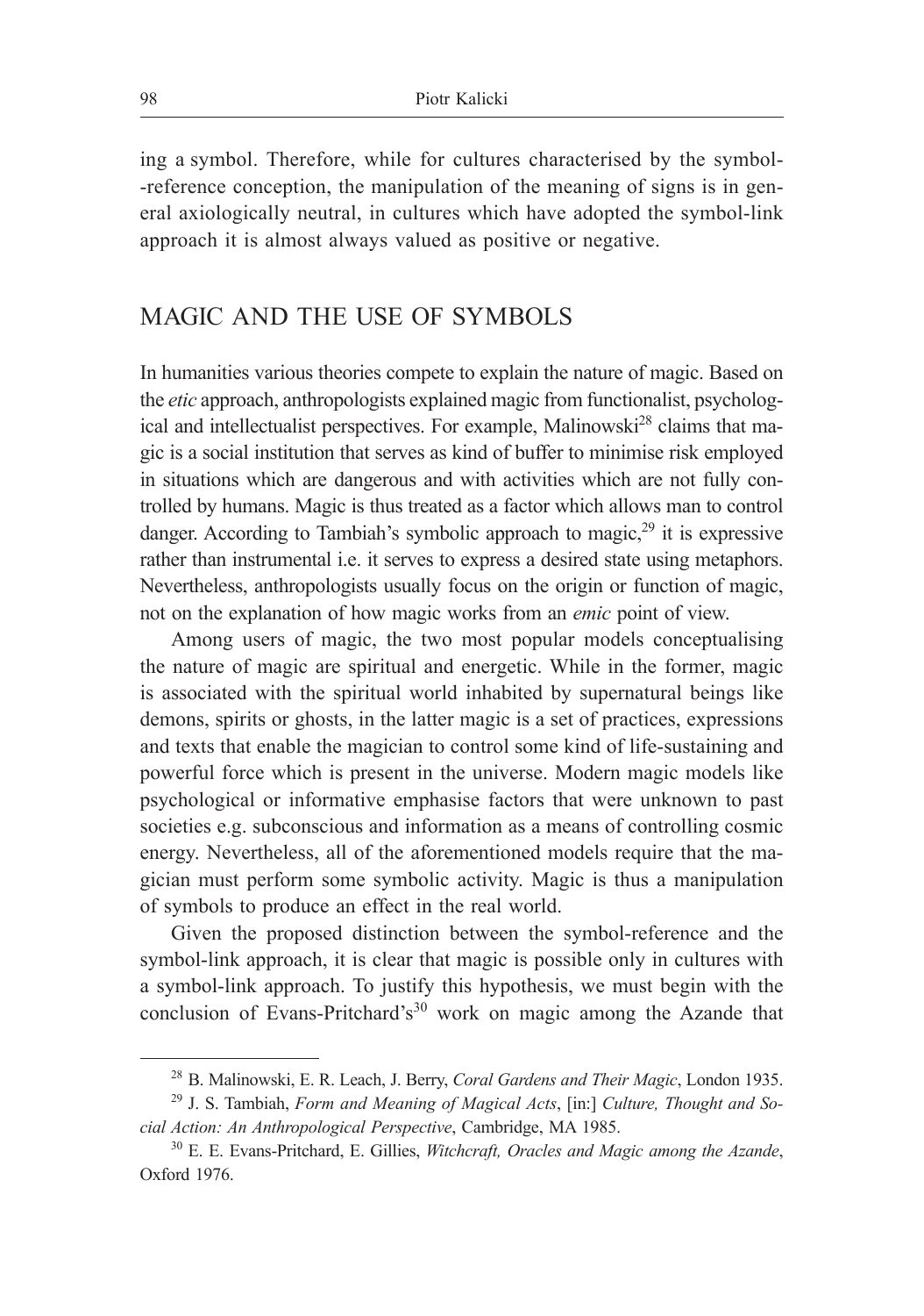ing a symbol. Therefore, while for cultures characterised by the symbol-reference conception, the manipulation of the meaning of signs is in general axiologically neutral, in cultures which have adopted the symbol-link approach it is almost always valued as positive or negative.

## MAGIC AND THE USE OF SYMBOLS

In humanities various theories compete to explain the nature of magic. Based on the *etic* approach, anthropologists explained magic from functionalist, psychological and intellectualist perspectives. For example, Malinowski[28] claims that magic is a social institution that serves as kind of buffer to minimise risk employed in situations which are dangerous and with activities which are not fully controlled by humans. Magic is thus treated as a factor which allows man to control danger. According to Tambiah's symbolic approach to magic,[29] it is expressive rather than instrumental i.e. it serves to express a desired state using metaphors. Nevertheless, anthropologists usually focus on the origin or function of magic, not on the explanation of how magic works from an *emic* point of view.

Among users of magic, the two most popular models conceptualising the nature of magic are spiritual and energetic. While in the former, magic is associated with the spiritual world inhabited by supernatural beings like demons, spirits or ghosts, in the latter magic is a set of practices, expressions and texts that enable the magician to control some kind of life-sustaining and powerful force which is present in the universe. Modern magic models like psychological or informative emphasise factors that were unknown to past societies e.g. subconscious and information as a means of controlling cosmic energy. Nevertheless, all of the aforementioned models require that the magician must perform some symbolic activity. Magic is thus a manipulation of symbols to produce an effect in the real world.

Given the proposed distinction between the symbol-reference and the symbol-link approach, it is clear that magic is possible only in cultures with a symbol-link approach. To justify this hypothesis, we must begin with the conclusion of Evans-Pritchard's[30] work on magic among the Azande that

---

[28] B. Malinowski, E. R. Leach, J. Berry, *Coral Gardens and Their Magic*, London 1935.

[29] J. S. Tambiah, *Form and Meaning of Magical Acts*, [in:] *Culture, Thought and Social Action: An Anthropological Perspective*, Cambridge, MA 1985.

[30] E. E. Evans-Pritchard, E. Gillies, *Witchcraft, Oracles and Magic among the Azande*, Oxford 1976.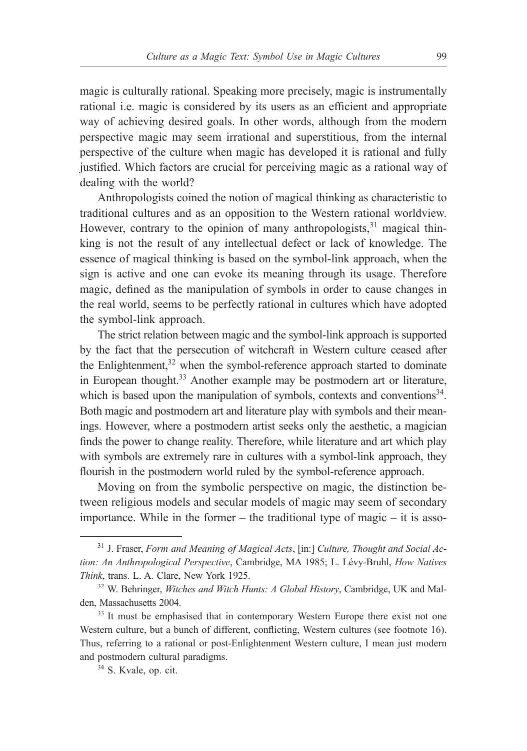magic is culturally rational. Speaking more precisely, magic is instrumentally rational i.e. magic is considered by its users as an efficient and appropriate way of achieving desired goals. In other words, although from the modern perspective magic may seem irrational and superstitious, from the internal perspective of the culture when magic has developed it is rational and fully justified. Which factors are crucial for perceiving magic as a rational way of dealing with the world?

Anthropologists coined the notion of magical thinking as characteristic to traditional cultures and as an opposition to the Western rational worldview. However, contrary to the opinion of many anthropologists,[31] magical thinking is not the result of any intellectual defect or lack of knowledge. The essence of magical thinking is based on the symbol-link approach, when the sign is active and one can evoke its meaning through its usage. Therefore magic, defined as the manipulation of symbols in order to cause changes in the real world, seems to be perfectly rational in cultures which have adopted the symbol-link approach.

The strict relation between magic and the symbol-link approach is supported by the fact that the persecution of witchcraft in Western culture ceased after the Enlightenment,[32] when the symbol-reference approach started to dominate in European thought.[33] Another example may be postmodern art or literature, which is based upon the manipulation of symbols, contexts and conventions[34]. Both magic and postmodern art and literature play with symbols and their meanings. However, where a postmodern artist seeks only the aesthetic, a magician finds the power to change reality. Therefore, while literature and art which play with symbols are extremely rare in cultures with a symbol-link approach, they flourish in the postmodern world ruled by the symbol-reference approach.

Moving on from the symbolic perspective on magic, the distinction between religious models and secular models of magic may seem of secondary importance. While in the former – the traditional type of magic – it is asso-

---

[31] J. Fraser, *Form and Meaning of Magical Acts*, [in:] *Culture, Thought and Social Action: An Anthropological Perspective*, Cambridge, MA 1985; L. Lévy-Bruhl, *How Natives Think*, trans. L. A. Clare, New York 1925.

[32] W. Behringer, *Witches and Witch Hunts: A Global History*, Cambridge, UK and Malden, Massachusetts 2004.

[33] It must be emphasised that in contemporary Western Europe there exist not one Western culture, but a bunch of different, conflicting, Western cultures (see footnote 16). Thus, referring to a rational or post-Enlightenment Western culture, I mean just modern and postmodern cultural paradigms.

[34] S. Kvale, op. cit.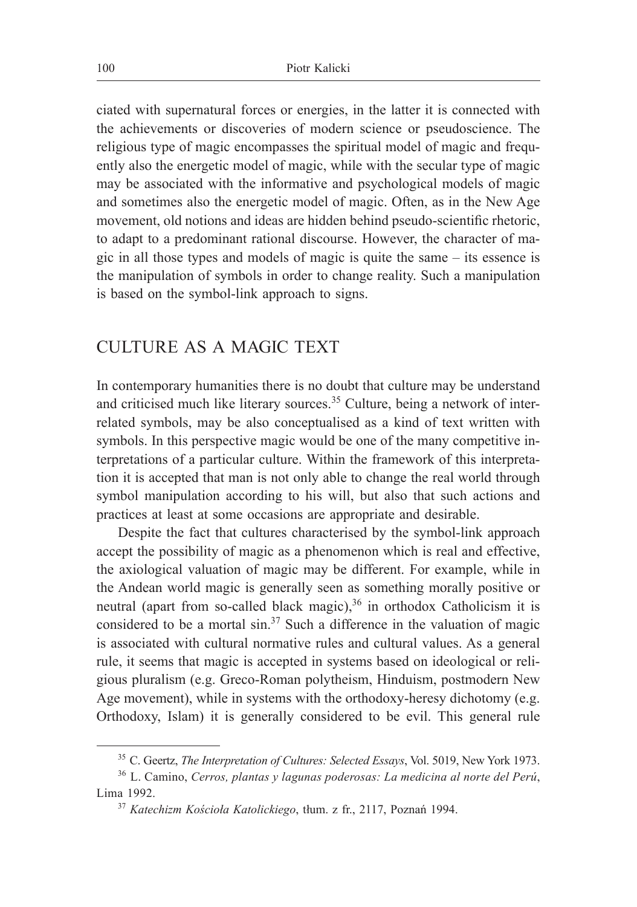ciated with supernatural forces or energies, in the latter it is connected with the achievements or discoveries of modern science or pseudoscience. The religious type of magic encompasses the spiritual model of magic and frequently also the energetic model of magic, while with the secular type of magic may be associated with the informative and psychological models of magic and sometimes also the energetic model of magic. Often, as in the New Age movement, old notions and ideas are hidden behind pseudo-scientific rhetoric, to adapt to a predominant rational discourse. However, the character of magic in all those types and models of magic is quite the same – its essence is the manipulation of symbols in order to change reality. Such a manipulation is based on the symbol-link approach to signs.

## CULTURE AS A MAGIC TEXT

In contemporary humanities there is no doubt that culture may be understand and criticised much like literary sources.[35] Culture, being a network of interrelated symbols, may be also conceptualised as a kind of text written with symbols. In this perspective magic would be one of the many competitive interpretations of a particular culture. Within the framework of this interpretation it is accepted that man is not only able to change the real world through symbol manipulation according to his will, but also that such actions and practices at least at some occasions are appropriate and desirable.

Despite the fact that cultures characterised by the symbol-link approach accept the possibility of magic as a phenomenon which is real and effective, the axiological valuation of magic may be different. For example, while in the Andean world magic is generally seen as something morally positive or neutral (apart from so-called black magic),[36] in orthodox Catholicism it is considered to be a mortal sin.[37] Such a difference in the valuation of magic is associated with cultural normative rules and cultural values. As a general rule, it seems that magic is accepted in systems based on ideological or religious pluralism (e.g. Greco-Roman polytheism, Hinduism, postmodern New Age movement), while in systems with the orthodoxy-heresy dichotomy (e.g. Orthodoxy, Islam) it is generally considered to be evil. This general rule

[35] C. Geertz, *The Interpretation of Cultures: Selected Essays*, Vol. 5019, New York 1973.

[36] L. Camino, *Cerros, plantas y lagunas poderosas: La medicina al norte del Perú*, Lima 1992.

[37] *Katechizm Kościoła Katolickiego*, tłum. z fr., 2117, Poznań 1994.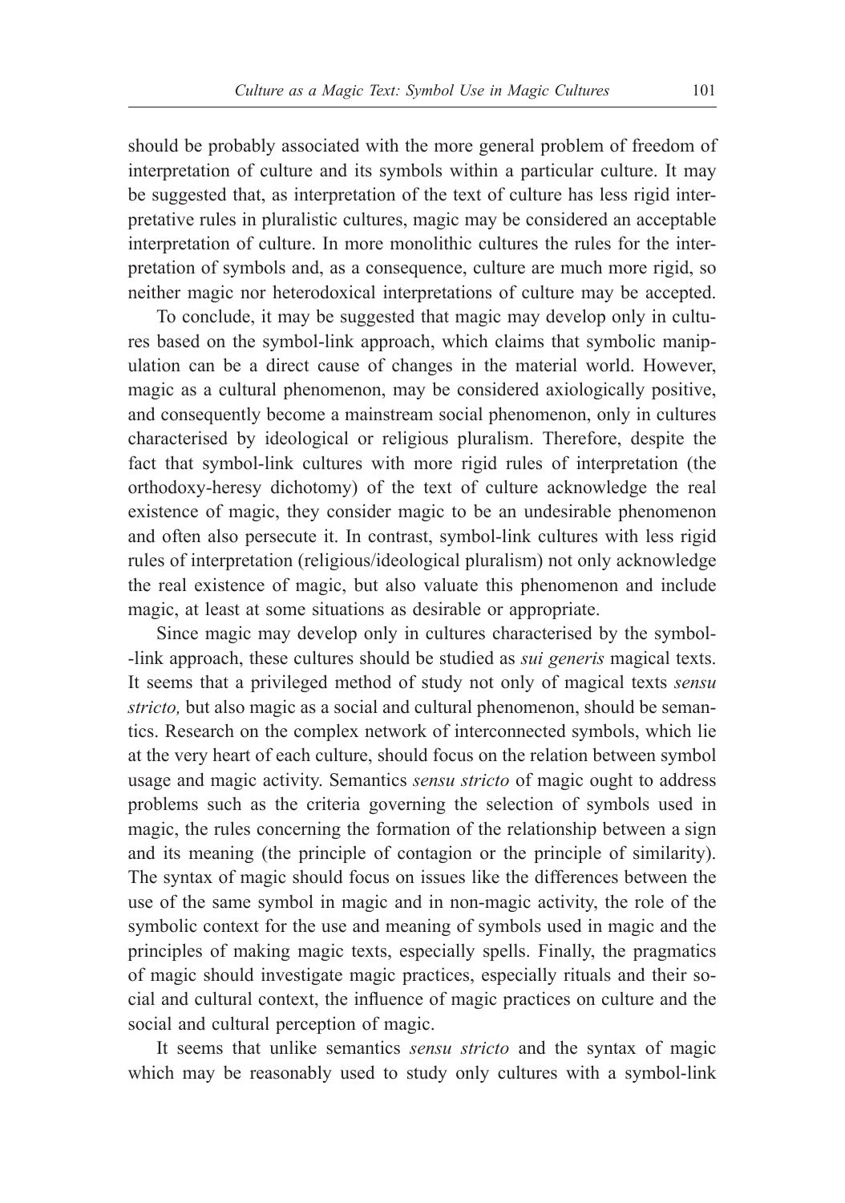should be probably associated with the more general problem of freedom of interpretation of culture and its symbols within a particular culture. It may be suggested that, as interpretation of the text of culture has less rigid interpretative rules in pluralistic cultures, magic may be considered an acceptable interpretation of culture. In more monolithic cultures the rules for the interpretation of symbols and, as a consequence, culture are much more rigid, so neither magic nor heterodoxical interpretations of culture may be accepted.

To conclude, it may be suggested that magic may develop only in cultures based on the symbol-link approach, which claims that symbolic manipulation can be a direct cause of changes in the material world. However, magic as a cultural phenomenon, may be considered axiologically positive, and consequently become a mainstream social phenomenon, only in cultures characterised by ideological or religious pluralism. Therefore, despite the fact that symbol-link cultures with more rigid rules of interpretation (the orthodoxy-heresy dichotomy) of the text of culture acknowledge the real existence of magic, they consider magic to be an undesirable phenomenon and often also persecute it. In contrast, symbol-link cultures with less rigid rules of interpretation (religious/ideological pluralism) not only acknowledge the real existence of magic, but also valuate this phenomenon and include magic, at least at some situations as desirable or appropriate.

Since magic may develop only in cultures characterised by the symbol-link approach, these cultures should be studied as *sui generis* magical texts. It seems that a privileged method of study not only of magical texts *sensu stricto,* but also magic as a social and cultural phenomenon, should be semantics. Research on the complex network of interconnected symbols, which lie at the very heart of each culture, should focus on the relation between symbol usage and magic activity. Semantics *sensu stricto* of magic ought to address problems such as the criteria governing the selection of symbols used in magic, the rules concerning the formation of the relationship between a sign and its meaning (the principle of contagion or the principle of similarity). The syntax of magic should focus on issues like the differences between the use of the same symbol in magic and in non-magic activity, the role of the symbolic context for the use and meaning of symbols used in magic and the principles of making magic texts, especially spells. Finally, the pragmatics of magic should investigate magic practices, especially rituals and their social and cultural context, the influence of magic practices on culture and the social and cultural perception of magic.

It seems that unlike semantics *sensu stricto* and the syntax of magic which may be reasonably used to study only cultures with a symbol-link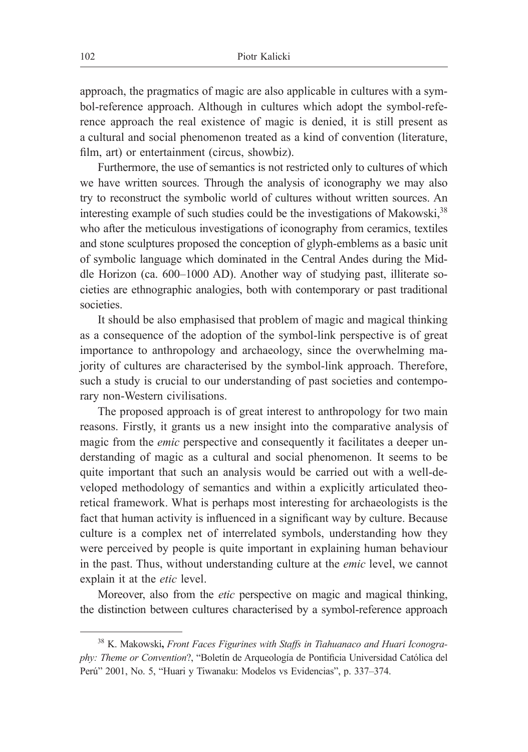approach, the pragmatics of magic are also applicable in cultures with a symbol-reference approach. Although in cultures which adopt the symbol-reference approach the real existence of magic is denied, it is still present as a cultural and social phenomenon treated as a kind of convention (literature, film, art) or entertainment (circus, showbiz).

Furthermore, the use of semantics is not restricted only to cultures of which we have written sources. Through the analysis of iconography we may also try to reconstruct the symbolic world of cultures without written sources. An interesting example of such studies could be the investigations of Makowski,[38] who after the meticulous investigations of iconography from ceramics, textiles and stone sculptures proposed the conception of glyph-emblems as a basic unit of symbolic language which dominated in the Central Andes during the Middle Horizon (ca. 600–1000 AD). Another way of studying past, illiterate societies are ethnographic analogies, both with contemporary or past traditional societies.

It should be also emphasised that problem of magic and magical thinking as a consequence of the adoption of the symbol-link perspective is of great importance to anthropology and archaeology, since the overwhelming majority of cultures are characterised by the symbol-link approach. Therefore, such a study is crucial to our understanding of past societies and contemporary non-Western civilisations.

The proposed approach is of great interest to anthropology for two main reasons. Firstly, it grants us a new insight into the comparative analysis of magic from the *emic* perspective and consequently it facilitates a deeper understanding of magic as a cultural and social phenomenon. It seems to be quite important that such an analysis would be carried out with a well-developed methodology of semantics and within a explicitly articulated theoretical framework. What is perhaps most interesting for archaeologists is the fact that human activity is influenced in a significant way by culture. Because culture is a complex net of interrelated symbols, understanding how they were perceived by people is quite important in explaining human behaviour in the past. Thus, without understanding culture at the *emic* level, we cannot explain it at the *etic* level.

Moreover, also from the *etic* perspective on magic and magical thinking, the distinction between cultures characterised by a symbol-reference approach

---

[38] K. Makowski, *Front Faces Figurines with Staffs in Tiahuanaco and Huari Iconography: Theme or Convention*?, "Boletín de Arqueología de Pontificia Universidad Católica del Perú" 2001, No. 5, "Huari y Tiwanaku: Modelos vs Evidencias", p. 337–374.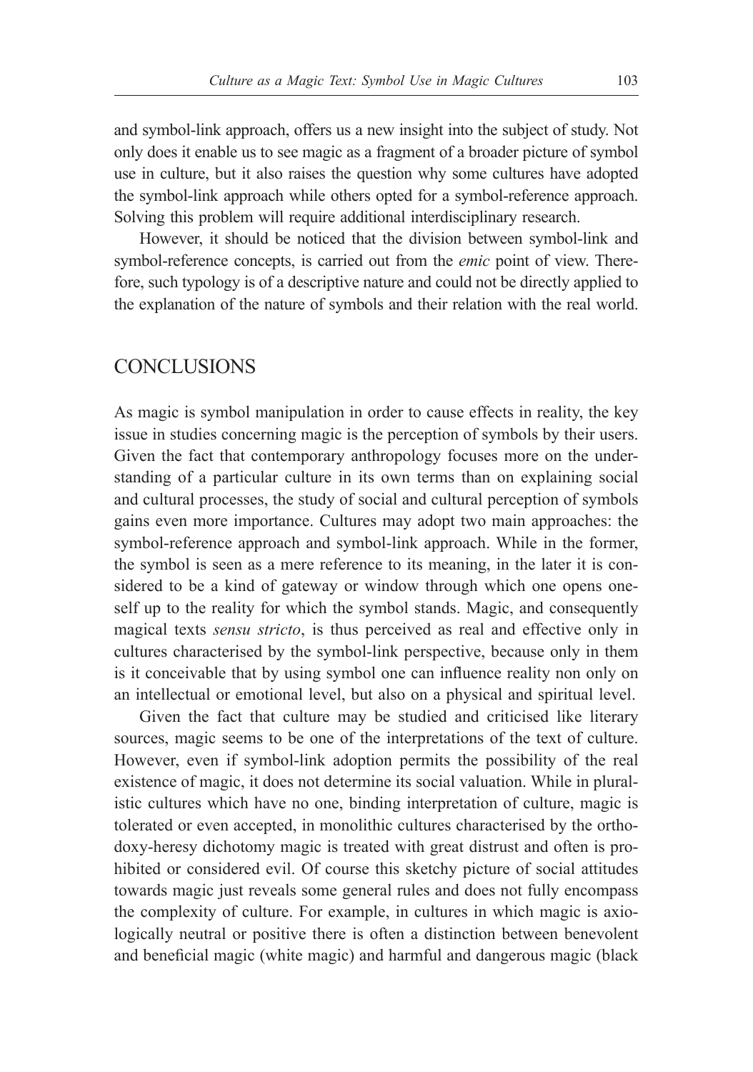and symbol-link approach, offers us a new insight into the subject of study. Not only does it enable us to see magic as a fragment of a broader picture of symbol use in culture, but it also raises the question why some cultures have adopted the symbol-link approach while others opted for a symbol-reference approach. Solving this problem will require additional interdisciplinary research.

However, it should be noticed that the division between symbol-link and symbol-reference concepts, is carried out from the *emic* point of view. Therefore, such typology is of a descriptive nature and could not be directly applied to the explanation of the nature of symbols and their relation with the real world.

## CONCLUSIONS

As magic is symbol manipulation in order to cause effects in reality, the key issue in studies concerning magic is the perception of symbols by their users. Given the fact that contemporary anthropology focuses more on the understanding of a particular culture in its own terms than on explaining social and cultural processes, the study of social and cultural perception of symbols gains even more importance. Cultures may adopt two main approaches: the symbol-reference approach and symbol-link approach. While in the former, the symbol is seen as a mere reference to its meaning, in the later it is considered to be a kind of gateway or window through which one opens oneself up to the reality for which the symbol stands. Magic, and consequently magical texts *sensu stricto*, is thus perceived as real and effective only in cultures characterised by the symbol-link perspective, because only in them is it conceivable that by using symbol one can influence reality non only on an intellectual or emotional level, but also on a physical and spiritual level.

Given the fact that culture may be studied and criticised like literary sources, magic seems to be one of the interpretations of the text of culture. However, even if symbol-link adoption permits the possibility of the real existence of magic, it does not determine its social valuation. While in pluralistic cultures which have no one, binding interpretation of culture, magic is tolerated or even accepted, in monolithic cultures characterised by the orthodoxy-heresy dichotomy magic is treated with great distrust and often is prohibited or considered evil. Of course this sketchy picture of social attitudes towards magic just reveals some general rules and does not fully encompass the complexity of culture. For example, in cultures in which magic is axiologically neutral or positive there is often a distinction between benevolent and beneficial magic (white magic) and harmful and dangerous magic (black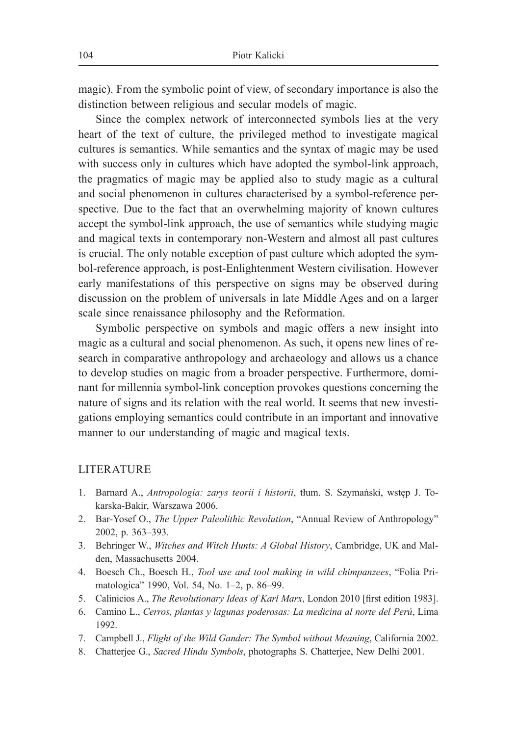magic). From the symbolic point of view, of secondary importance is also the distinction between religious and secular models of magic.

Since the complex network of interconnected symbols lies at the very heart of the text of culture, the privileged method to investigate magical cultures is semantics. While semantics and the syntax of magic may be used with success only in cultures which have adopted the symbol-link approach, the pragmatics of magic may be applied also to study magic as a cultural and social phenomenon in cultures characterised by a symbol-reference perspective. Due to the fact that an overwhelming majority of known cultures accept the symbol-link approach, the use of semantics while studying magic and magical texts in contemporary non-Western and almost all past cultures is crucial. The only notable exception of past culture which adopted the symbol-reference approach, is post-Enlightenment Western civilisation. However early manifestations of this perspective on signs may be observed during discussion on the problem of universals in late Middle Ages and on a larger scale since renaissance philosophy and the Reformation.

Symbolic perspective on symbols and magic offers a new insight into magic as a cultural and social phenomenon. As such, it opens new lines of research in comparative anthropology and archaeology and allows us a chance to develop studies on magic from a broader perspective. Furthermore, dominant for millennia symbol-link conception provokes questions concerning the nature of signs and its relation with the real world. It seems that new investigations employing semantics could contribute in an important and innovative manner to our understanding of magic and magical texts.

## LITERATURE

1. Barnard A., *Antropologia: zarys teorii i historii*, tłum. S. Szymański, wstęp J. Tokarska-Bakir, Warszawa 2006.
2. Bar-Yosef O., *The Upper Paleolithic Revolution*, "Annual Review of Anthropology" 2002, p. 363–393.
3. Behringer W., *Witches and Witch Hunts: A Global History*, Cambridge, UK and Malden, Massachusetts 2004.
4. Boesch Ch., Boesch H., *Tool use and tool making in wild chimpanzees*, "Folia Primatologica" 1990, Vol. 54, No. 1–2, p. 86–99.
5. Calinicios A., *The Revolutionary Ideas of Karl Marx*, London 2010 [first edition 1983].
6. Camino L., *Cerros, plantas y lagunas poderosas: La medicina al norte del Perú*, Lima 1992.
7. Campbell J., *Flight of the Wild Gander: The Symbol without Meaning*, California 2002.
8. Chatterjee G., *Sacred Hindu Symbols*, photographs S. Chatterjee, New Delhi 2001.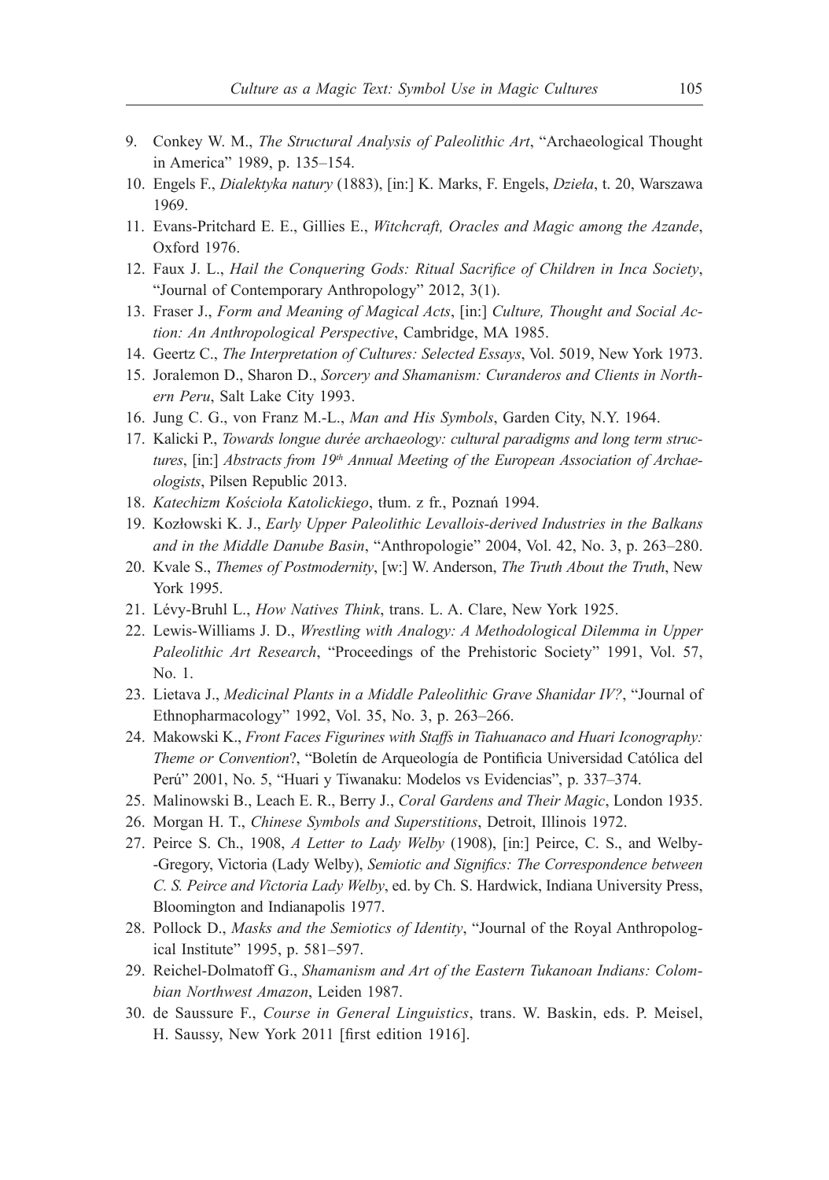9. Conkey W. M., *The Structural Analysis of Paleolithic Art*, "Archaeological Thought in America" 1989, p. 135–154.
10. Engels F., *Dialektyka natury* (1883), [in:] K. Marks, F. Engels, *Dzieła*, t. 20, Warszawa 1969.
11. Evans-Pritchard E. E., Gillies E., *Witchcraft, Oracles and Magic among the Azande*, Oxford 1976.
12. Faux J. L., *Hail the Conquering Gods: Ritual Sacrifice of Children in Inca Society*, "Journal of Contemporary Anthropology" 2012, 3(1).
13. Fraser J., *Form and Meaning of Magical Acts*, [in:] *Culture, Thought and Social Action: An Anthropological Perspective*, Cambridge, MA 1985.
14. Geertz C., *The Interpretation of Cultures: Selected Essays*, Vol. 5019, New York 1973.
15. Joralemon D., Sharon D., *Sorcery and Shamanism: Curanderos and Clients in Northern Peru*, Salt Lake City 1993.
16. Jung C. G., von Franz M.-L., *Man and His Symbols*, Garden City, N.Y. 1964.
17. Kalicki P., *Towards longue durée archaeology: cultural paradigms and long term structures*, [in:] *Abstracts from 19th Annual Meeting of the European Association of Archaeologists*, Pilsen Republic 2013.
18. *Katechizm Kościoła Katolickiego*, tłum. z fr., Poznań 1994.
19. Kozłowski K. J., *Early Upper Paleolithic Levallois-derived Industries in the Balkans and in the Middle Danube Basin*, "Anthropologie" 2004, Vol. 42, No. 3, p. 263–280.
20. Kvale S., *Themes of Postmodernity*, [w:] W. Anderson, *The Truth About the Truth*, New York 1995.
21. Lévy-Bruhl L., *How Natives Think*, trans. L. A. Clare, New York 1925.
22. Lewis-Williams J. D., *Wrestling with Analogy: A Methodological Dilemma in Upper Paleolithic Art Research*, "Proceedings of the Prehistoric Society" 1991, Vol. 57, No. 1.
23. Lietava J., *Medicinal Plants in a Middle Paleolithic Grave Shanidar IV?*, "Journal of Ethnopharmacology" 1992, Vol. 35, No. 3, p. 263–266.
24. Makowski K., *Front Faces Figurines with Staffs in Tiahuanaco and Huari Iconography: Theme or Convention*?, "Boletín de Arqueología de Pontificia Universidad Católica del Perú" 2001, No. 5, "Huari y Tiwanaku: Modelos vs Evidencias", p. 337–374.
25. Malinowski B., Leach E. R., Berry J., *Coral Gardens and Their Magic*, London 1935.
26. Morgan H. T., *Chinese Symbols and Superstitions*, Detroit, Illinois 1972.
27. Peirce S. Ch., 1908, *A Letter to Lady Welby* (1908), [in:] Peirce, C. S., and Welby-Gregory, Victoria (Lady Welby), *Semiotic and Significs: The Correspondence between C. S. Peirce and Victoria Lady Welby*, ed. by Ch. S. Hardwick, Indiana University Press, Bloomington and Indianapolis 1977.
28. Pollock D., *Masks and the Semiotics of Identity*, "Journal of the Royal Anthropological Institute" 1995, p. 581–597.
29. Reichel-Dolmatoff G., *Shamanism and Art of the Eastern Tukanoan Indians: Colombian Northwest Amazon*, Leiden 1987.
30. de Saussure F., *Course in General Linguistics*, trans. W. Baskin, eds. P. Meisel, H. Saussy, New York 2011 [first edition 1916].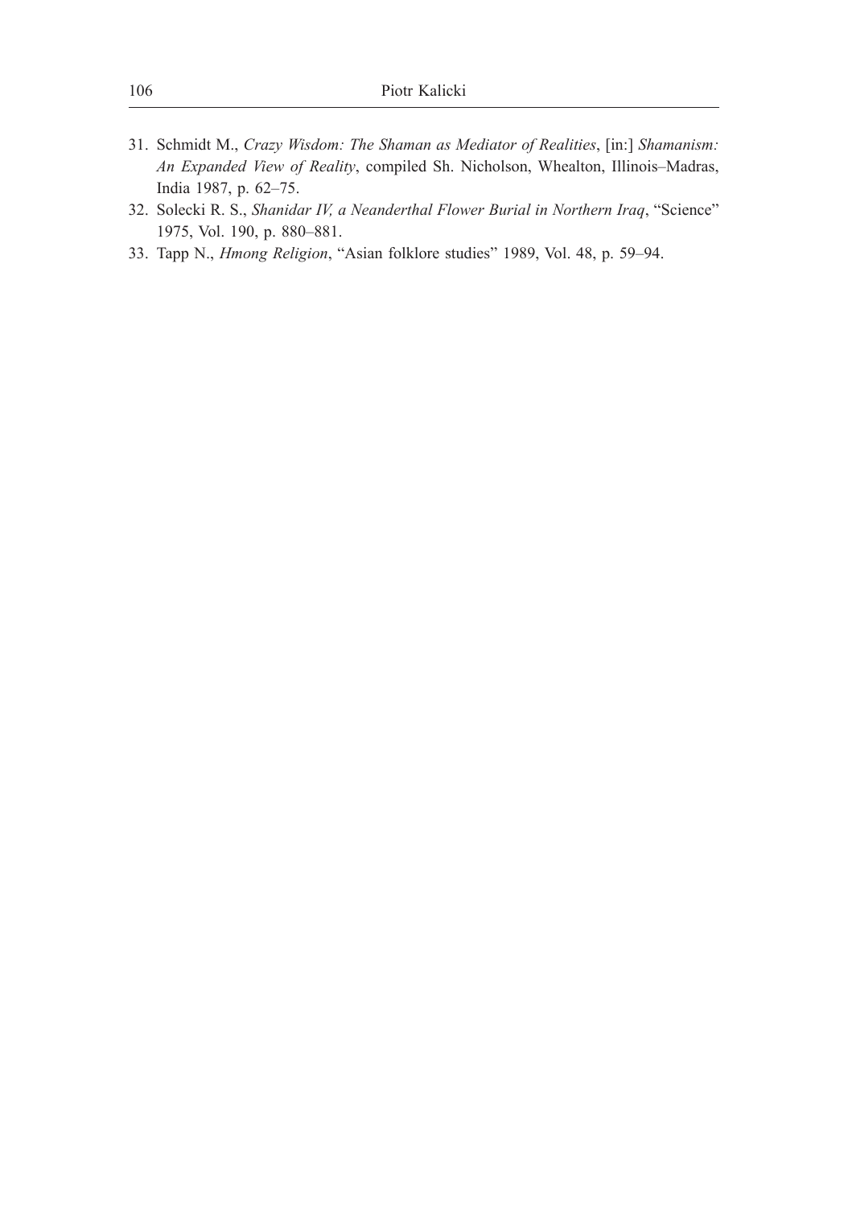31. Schmidt M., *Crazy Wisdom: The Shaman as Mediator of Realities*, [in:] *Shamanism: An Expanded View of Reality*, compiled Sh. Nicholson, Whealton, Illinois–Madras, India 1987, p. 62–75.
32. Solecki R. S., *Shanidar IV, a Neanderthal Flower Burial in Northern Iraq*, "Science" 1975, Vol. 190, p. 880–881.
33. Tapp N., *Hmong Religion*, "Asian folklore studies" 1989, Vol. 48, p. 59–94.